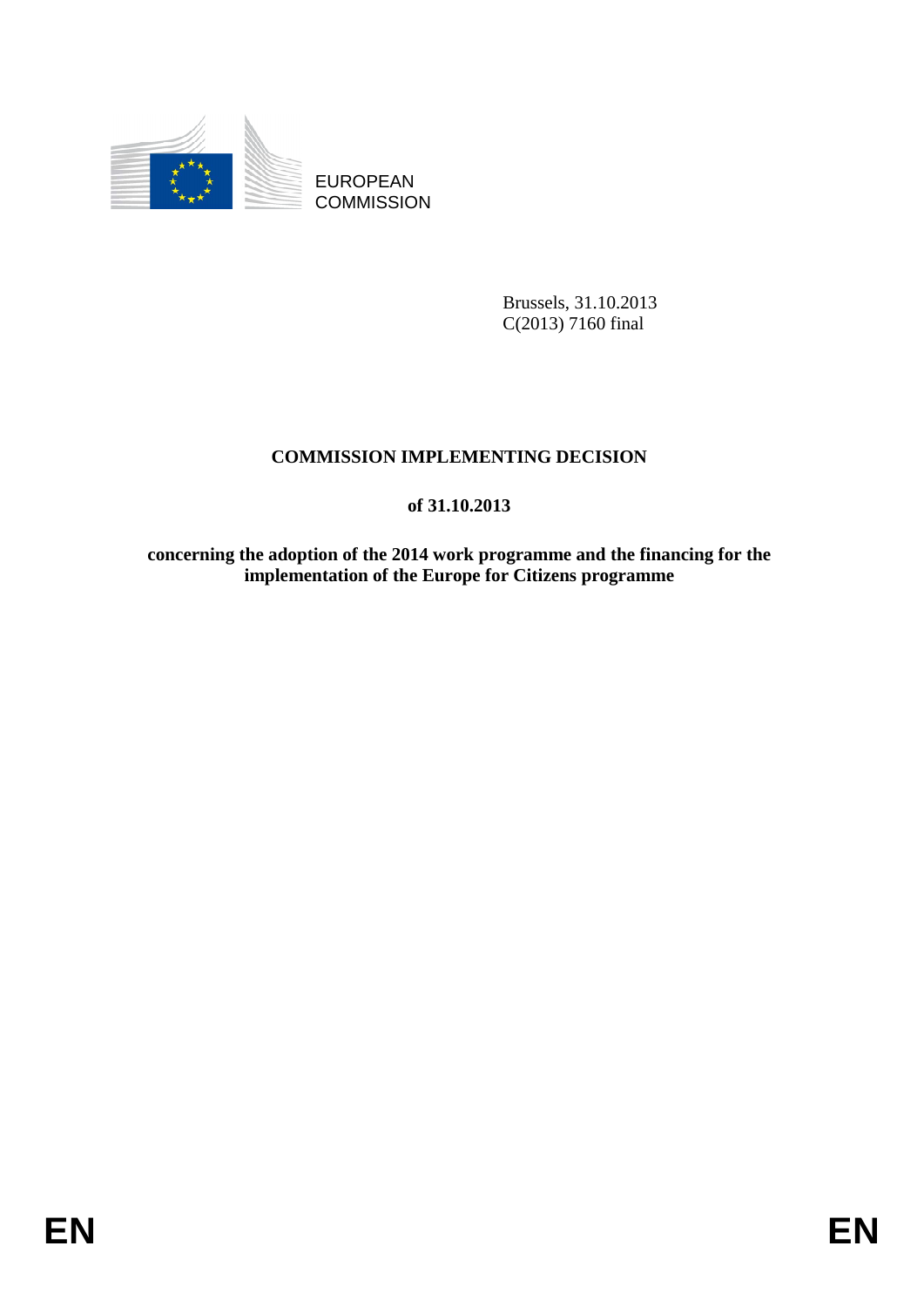EUROPEAN COMMISSION

Brussels, 31.10.2013
C(2013) 7160 final

# COMMISSION IMPLEMENTING DECISION

## of 31.10.2013

## concerning the adoption of the 2014 work programme and the financing for the implementation of the Europe for Citizens programme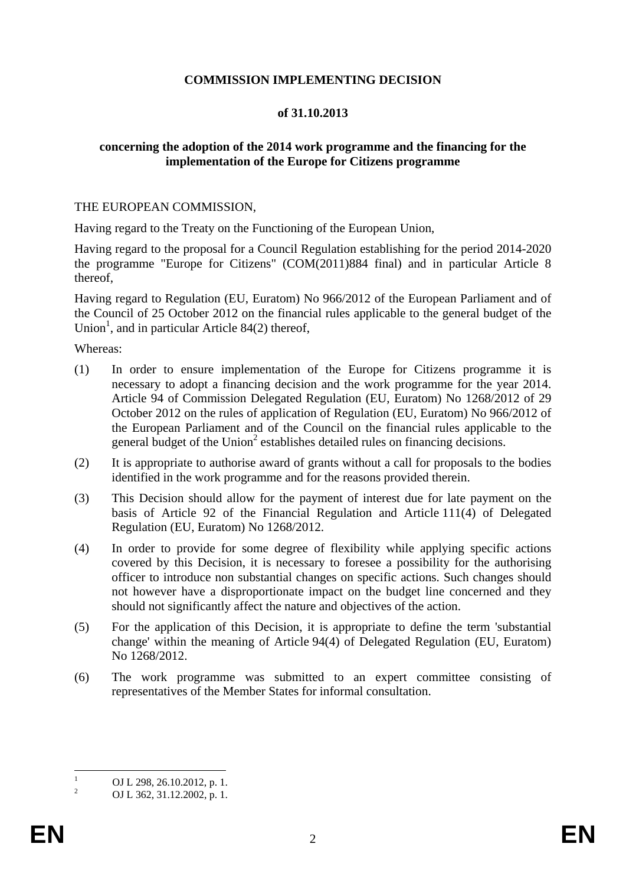**COMMISSION IMPLEMENTING DECISION**

**of 31.10.2013**

**concerning the adoption of the 2014 work programme and the financing for the implementation of the Europe for Citizens programme**

THE EUROPEAN COMMISSION,

Having regard to the Treaty on the Functioning of the European Union,

Having regard to the proposal for a Council Regulation establishing for the period 2014-2020 the programme "Europe for Citizens" (COM(2011)884 final) and in particular Article 8 thereof,

Having regard to Regulation (EU, Euratom) No 966/2012 of the European Parliament and of the Council of 25 October 2012 on the financial rules applicable to the general budget of the Union[1], and in particular Article 84(2) thereof,

Whereas:

(1) In order to ensure implementation of the Europe for Citizens programme it is necessary to adopt a financing decision and the work programme for the year 2014. Article 94 of Commission Delegated Regulation (EU, Euratom) No 1268/2012 of 29 October 2012 on the rules of application of Regulation (EU, Euratom) No 966/2012 of the European Parliament and of the Council on the financial rules applicable to the general budget of the Union[2] establishes detailed rules on financing decisions.

(2) It is appropriate to authorise award of grants without a call for proposals to the bodies identified in the work programme and for the reasons provided therein.

(3) This Decision should allow for the payment of interest due for late payment on the basis of Article 92 of the Financial Regulation and Article 111(4) of Delegated Regulation (EU, Euratom) No 1268/2012.

(4) In order to provide for some degree of flexibility while applying specific actions covered by this Decision, it is necessary to foresee a possibility for the authorising officer to introduce non substantial changes on specific actions. Such changes should not however have a disproportionate impact on the budget line concerned and they should not significantly affect the nature and objectives of the action.

(5) For the application of this Decision, it is appropriate to define the term 'substantial change' within the meaning of Article 94(4) of Delegated Regulation (EU, Euratom) No 1268/2012.

(6) The work programme was submitted to an expert committee consisting of representatives of the Member States for informal consultation.

---

[1] OJ L 298, 26.10.2012, p. 1.

[2] OJ L 362, 31.12.2002, p. 1.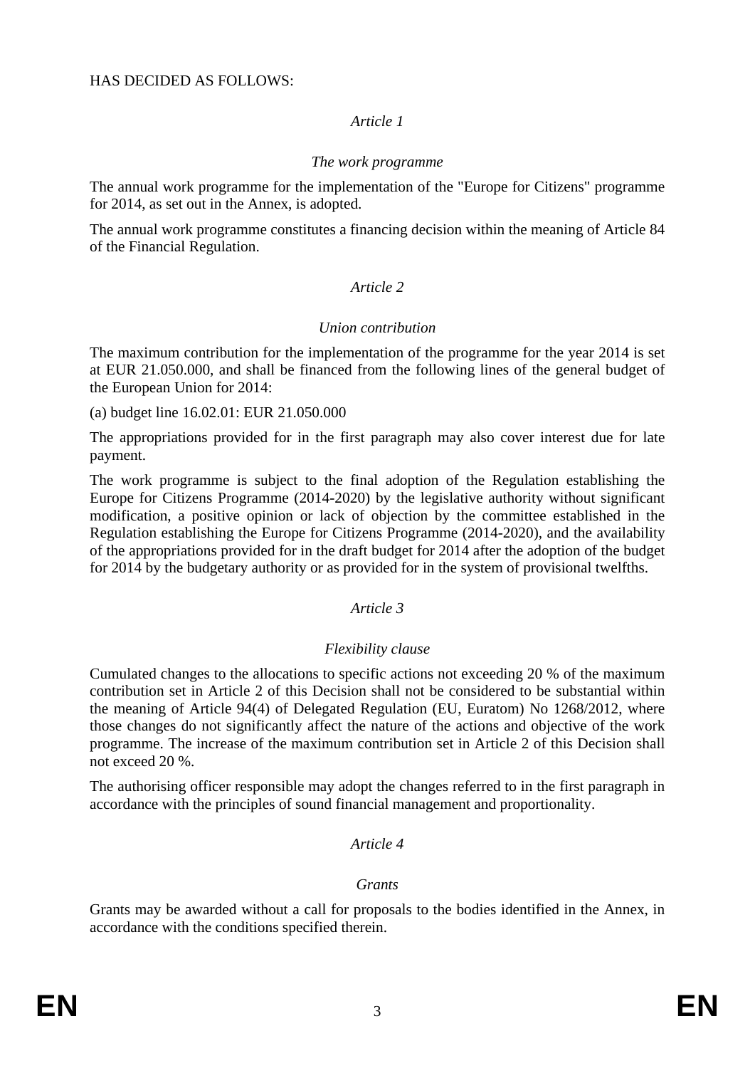HAS DECIDED AS FOLLOWS:

*Article 1*

*The work programme*

The annual work programme for the implementation of the "Europe for Citizens" programme for 2014, as set out in the Annex, is adopted.

The annual work programme constitutes a financing decision within the meaning of Article 84 of the Financial Regulation.

*Article 2*

*Union contribution*

The maximum contribution for the implementation of the programme for the year 2014 is set at EUR 21.050.000, and shall be financed from the following lines of the general budget of the European Union for 2014:

(a) budget line 16.02.01: EUR 21.050.000

The appropriations provided for in the first paragraph may also cover interest due for late payment.

The work programme is subject to the final adoption of the Regulation establishing the Europe for Citizens Programme (2014-2020) by the legislative authority without significant modification, a positive opinion or lack of objection by the committee established in the Regulation establishing the Europe for Citizens Programme (2014-2020), and the availability of the appropriations provided for in the draft budget for 2014 after the adoption of the budget for 2014 by the budgetary authority or as provided for in the system of provisional twelfths.

*Article 3*

*Flexibility clause*

Cumulated changes to the allocations to specific actions not exceeding 20 % of the maximum contribution set in Article 2 of this Decision shall not be considered to be substantial within the meaning of Article 94(4) of Delegated Regulation (EU, Euratom) No 1268/2012, where those changes do not significantly affect the nature of the actions and objective of the work programme. The increase of the maximum contribution set in Article 2 of this Decision shall not exceed 20 %.

The authorising officer responsible may adopt the changes referred to in the first paragraph in accordance with the principles of sound financial management and proportionality.

*Article 4*

*Grants*

Grants may be awarded without a call for proposals to the bodies identified in the Annex, in accordance with the conditions specified therein.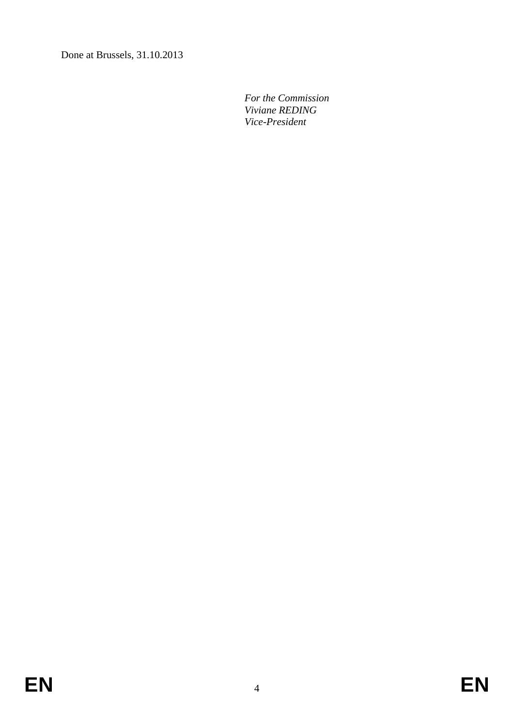Done at Brussels, 31.10.2013

*For the Commission*
*Viviane REDING*
*Vice-President*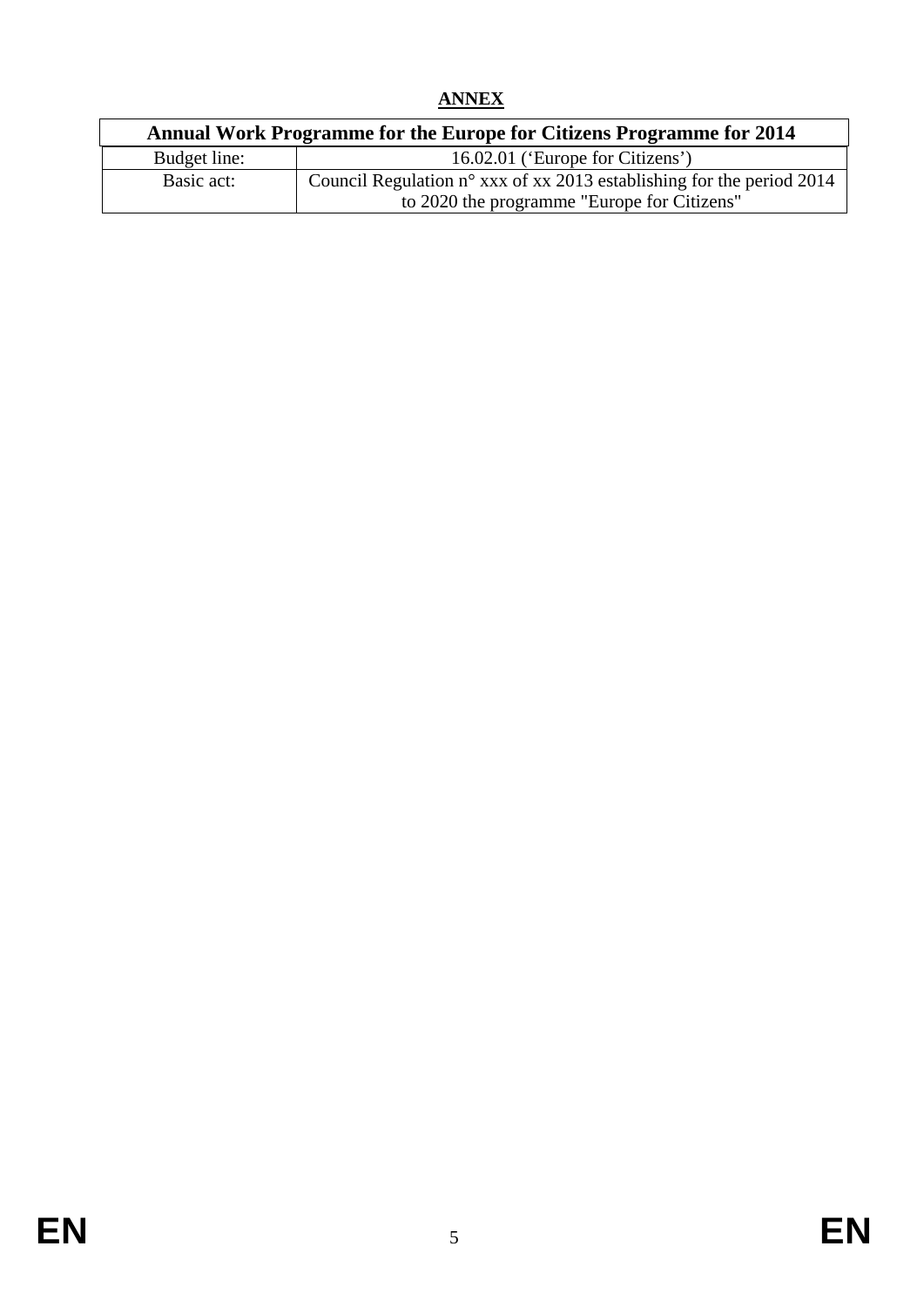**ANNEX**

| Annual Work Programme for the Europe for Citizens Programme for 2014 | |
|---|---|
| Budget line: | 16.02.01 ('Europe for Citizens') |
| Basic act: | Council Regulation n° xxx of xx 2013 establishing for the period 2014 to 2020 the programme "Europe for Citizens" |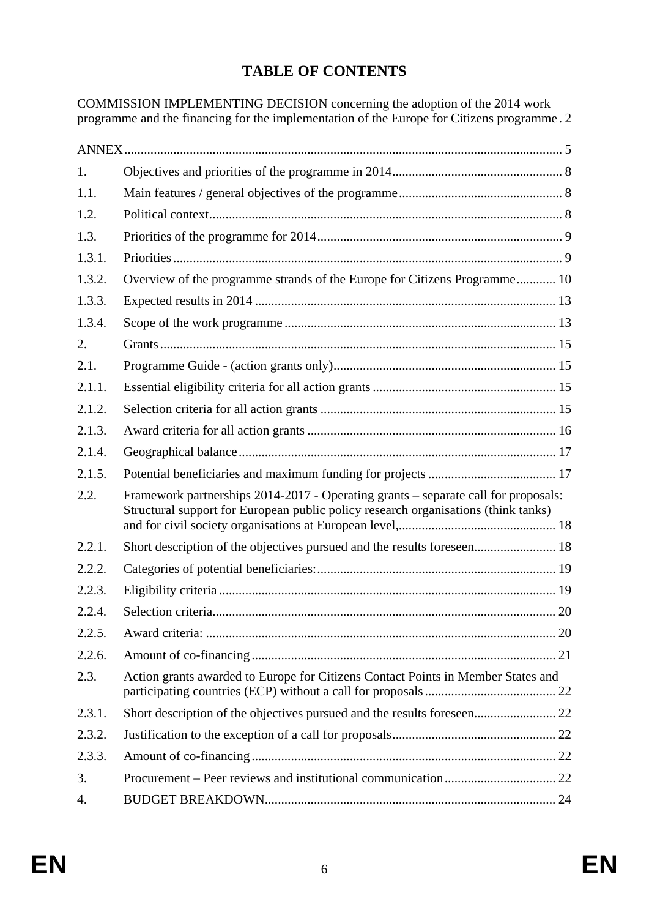# TABLE OF CONTENTS

COMMISSION IMPLEMENTING DECISION concerning the adoption of the 2014 work programme and the financing for the implementation of the Europe for Citizens programme . 2

ANNEX ..... 5

1. Objectives and priorities of the programme in 2014 ..... 8
1.1. Main features / general objectives of the programme ..... 8
1.2. Political context ..... 8
1.3. Priorities of the programme for 2014 ..... 9
1.3.1. Priorities ..... 9
1.3.2. Overview of the programme strands of the Europe for Citizens Programme ..... 10
1.3.3. Expected results in 2014 ..... 13
1.3.4. Scope of the work programme ..... 13
2. Grants ..... 15
2.1. Programme Guide - (action grants only) ..... 15
2.1.1. Essential eligibility criteria for all action grants ..... 15
2.1.2. Selection criteria for all action grants ..... 15
2.1.3. Award criteria for all action grants ..... 16
2.1.4. Geographical balance ..... 17
2.1.5. Potential beneficiaries and maximum funding for projects ..... 17
2.2. Framework partnerships 2014-2017 - Operating grants – separate call for proposals: Structural support for European public policy research organisations (think tanks) and for civil society organisations at European level, ..... 18
2.2.1. Short description of the objectives pursued and the results foreseen ..... 18
2.2.2. Categories of potential beneficiaries: ..... 19
2.2.3. Eligibility criteria ..... 19
2.2.4. Selection criteria ..... 20
2.2.5. Award criteria: ..... 20
2.2.6. Amount of co-financing ..... 21
2.3. Action grants awarded to Europe for Citizens Contact Points in Member States and participating countries (ECP) without a call for proposals ..... 22
2.3.1. Short description of the objectives pursued and the results foreseen ..... 22
2.3.2. Justification to the exception of a call for proposals ..... 22
2.3.3. Amount of co-financing ..... 22
3. Procurement – Peer reviews and institutional communication ..... 22
4. BUDGET BREAKDOWN ..... 24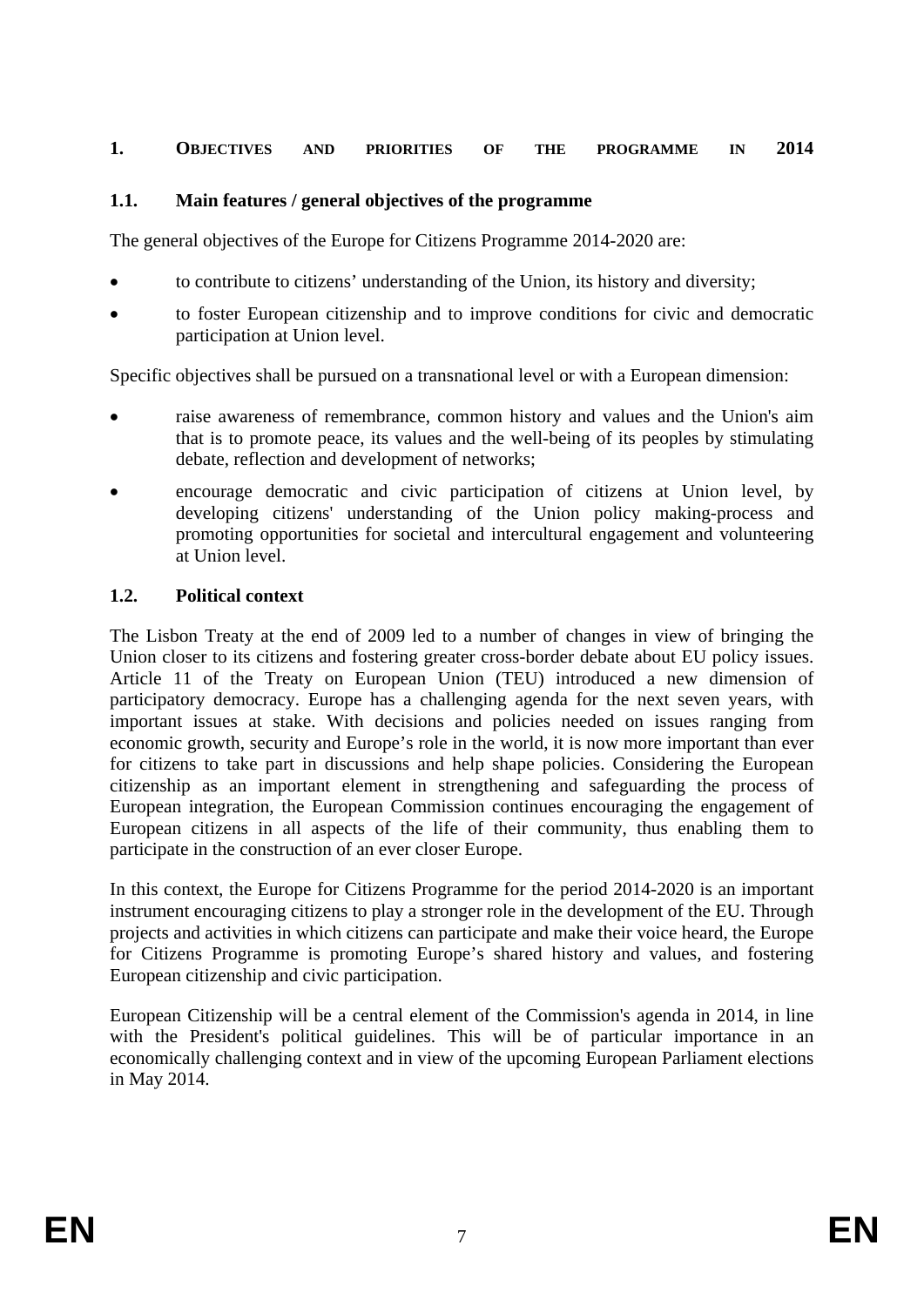# 1. OBJECTIVES AND PRIORITIES OF THE PROGRAMME IN 2014

## 1.1. Main features / general objectives of the programme

The general objectives of the Europe for Citizens Programme 2014-2020 are:

- to contribute to citizens' understanding of the Union, its history and diversity;
- to foster European citizenship and to improve conditions for civic and democratic participation at Union level.

Specific objectives shall be pursued on a transnational level or with a European dimension:

- raise awareness of remembrance, common history and values and the Union's aim that is to promote peace, its values and the well-being of its peoples by stimulating debate, reflection and development of networks;
- encourage democratic and civic participation of citizens at Union level, by developing citizens' understanding of the Union policy making-process and promoting opportunities for societal and intercultural engagement and volunteering at Union level.

## 1.2. Political context

The Lisbon Treaty at the end of 2009 led to a number of changes in view of bringing the Union closer to its citizens and fostering greater cross-border debate about EU policy issues. Article 11 of the Treaty on European Union (TEU) introduced a new dimension of participatory democracy. Europe has a challenging agenda for the next seven years, with important issues at stake. With decisions and policies needed on issues ranging from economic growth, security and Europe's role in the world, it is now more important than ever for citizens to take part in discussions and help shape policies. Considering the European citizenship as an important element in strengthening and safeguarding the process of European integration, the European Commission continues encouraging the engagement of European citizens in all aspects of the life of their community, thus enabling them to participate in the construction of an ever closer Europe.

In this context, the Europe for Citizens Programme for the period 2014-2020 is an important instrument encouraging citizens to play a stronger role in the development of the EU. Through projects and activities in which citizens can participate and make their voice heard, the Europe for Citizens Programme is promoting Europe's shared history and values, and fostering European citizenship and civic participation.

European Citizenship will be a central element of the Commission's agenda in 2014, in line with the President's political guidelines. This will be of particular importance in an economically challenging context and in view of the upcoming European Parliament elections in May 2014.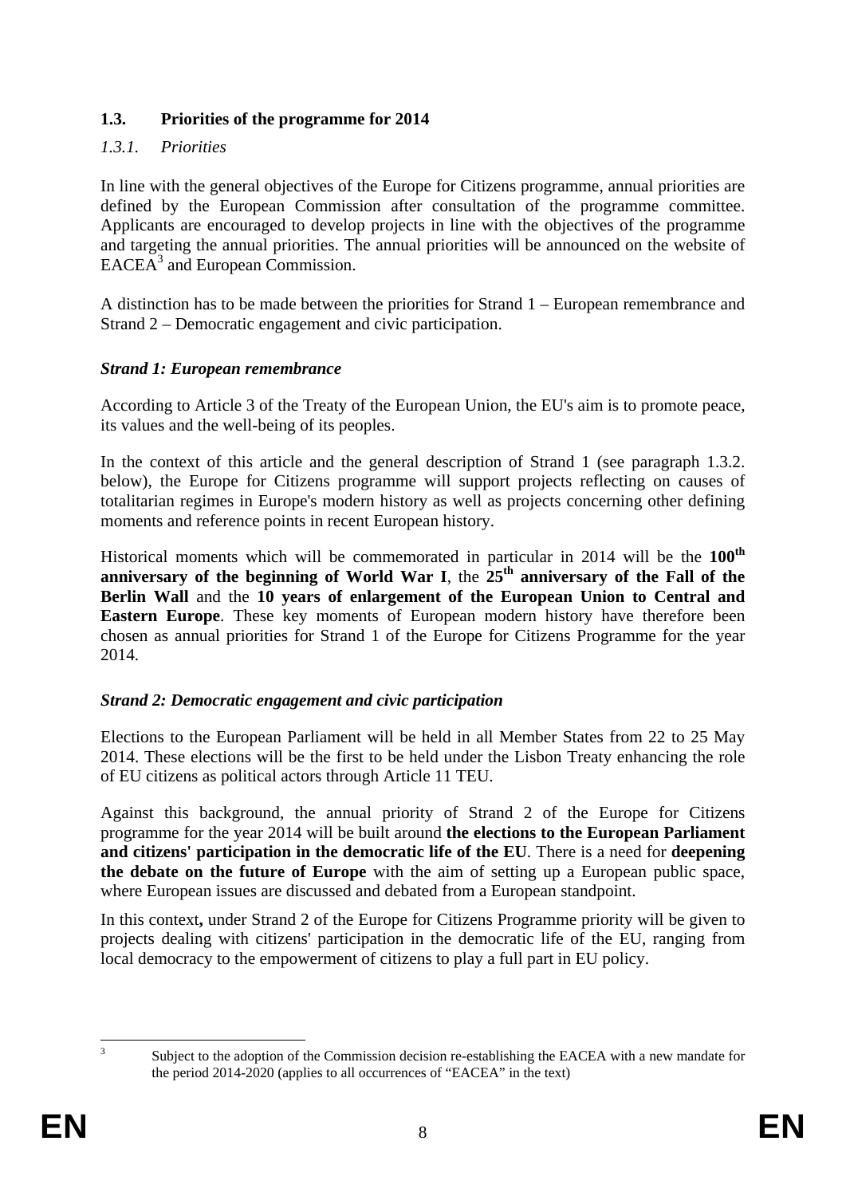## 1.3. Priorities of the programme for 2014

### *1.3.1. Priorities*

In line with the general objectives of the Europe for Citizens programme, annual priorities are defined by the European Commission after consultation of the programme committee. Applicants are encouraged to develop projects in line with the objectives of the programme and targeting the annual priorities. The annual priorities will be announced on the website of EACEA[3] and European Commission.

A distinction has to be made between the priorities for Strand 1 – European remembrance and Strand 2 – Democratic engagement and civic participation.

***Strand 1: European remembrance***

According to Article 3 of the Treaty of the European Union, the EU's aim is to promote peace, its values and the well-being of its peoples.

In the context of this article and the general description of Strand 1 (see paragraph 1.3.2. below), the Europe for Citizens programme will support projects reflecting on causes of totalitarian regimes in Europe's modern history as well as projects concerning other defining moments and reference points in recent European history.

Historical moments which will be commemorated in particular in 2014 will be the **100th anniversary of the beginning of World War I**, the **25th anniversary of the Fall of the Berlin Wall** and the **10 years of enlargement of the European Union to Central and Eastern Europe**. These key moments of European modern history have therefore been chosen as annual priorities for Strand 1 of the Europe for Citizens Programme for the year 2014.

***Strand 2: Democratic engagement and civic participation***

Elections to the European Parliament will be held in all Member States from 22 to 25 May 2014. These elections will be the first to be held under the Lisbon Treaty enhancing the role of EU citizens as political actors through Article 11 TEU.

Against this background, the annual priority of Strand 2 of the Europe for Citizens programme for the year 2014 will be built around **the elections to the European Parliament and citizens' participation in the democratic life of the EU**. There is a need for **deepening the debate on the future of Europe** with the aim of setting up a European public space, where European issues are discussed and debated from a European standpoint.

In this context**,** under Strand 2 of the Europe for Citizens Programme priority will be given to projects dealing with citizens' participation in the democratic life of the EU, ranging from local democracy to the empowerment of citizens to play a full part in EU policy.

---

[3] Subject to the adoption of the Commission decision re-establishing the EACEA with a new mandate for the period 2014-2020 (applies to all occurrences of "EACEA" in the text)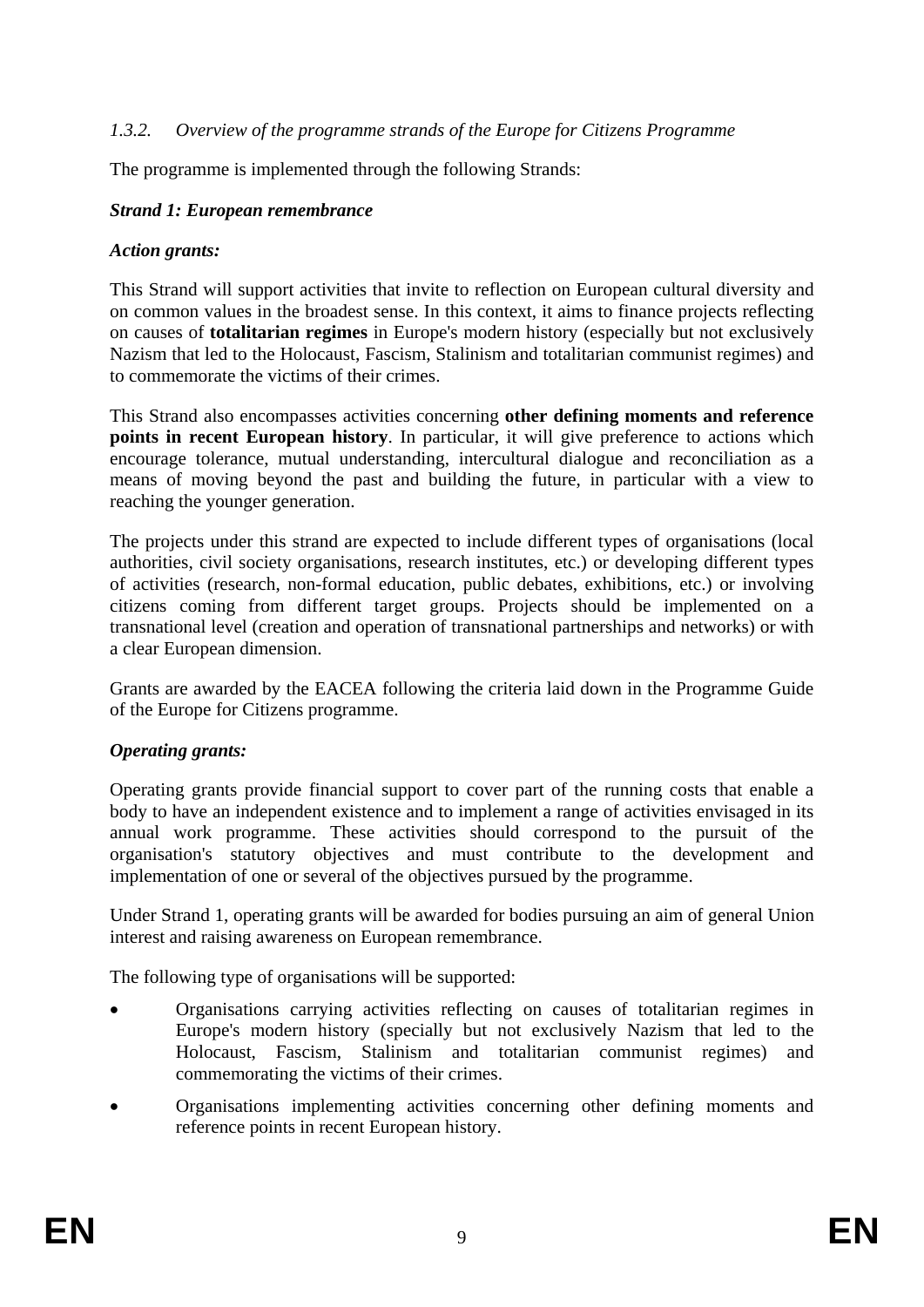### *1.3.2. Overview of the programme strands of the Europe for Citizens Programme*

The programme is implemented through the following Strands:

***Strand 1: European remembrance***

***Action grants:***

This Strand will support activities that invite to reflection on European cultural diversity and on common values in the broadest sense. In this context, it aims to finance projects reflecting on causes of **totalitarian regimes** in Europe's modern history (especially but not exclusively Nazism that led to the Holocaust, Fascism, Stalinism and totalitarian communist regimes) and to commemorate the victims of their crimes.

This Strand also encompasses activities concerning **other defining moments and reference points in recent European history**. In particular, it will give preference to actions which encourage tolerance, mutual understanding, intercultural dialogue and reconciliation as a means of moving beyond the past and building the future, in particular with a view to reaching the younger generation.

The projects under this strand are expected to include different types of organisations (local authorities, civil society organisations, research institutes, etc.) or developing different types of activities (research, non-formal education, public debates, exhibitions, etc.) or involving citizens coming from different target groups. Projects should be implemented on a transnational level (creation and operation of transnational partnerships and networks) or with a clear European dimension.

Grants are awarded by the EACEA following the criteria laid down in the Programme Guide of the Europe for Citizens programme.

***Operating grants:***

Operating grants provide financial support to cover part of the running costs that enable a body to have an independent existence and to implement a range of activities envisaged in its annual work programme. These activities should correspond to the pursuit of the organisation's statutory objectives and must contribute to the development and implementation of one or several of the objectives pursued by the programme.

Under Strand 1, operating grants will be awarded for bodies pursuing an aim of general Union interest and raising awareness on European remembrance.

The following type of organisations will be supported:

- Organisations carrying activities reflecting on causes of totalitarian regimes in Europe's modern history (specially but not exclusively Nazism that led to the Holocaust, Fascism, Stalinism and totalitarian communist regimes) and commemorating the victims of their crimes.
- Organisations implementing activities concerning other defining moments and reference points in recent European history.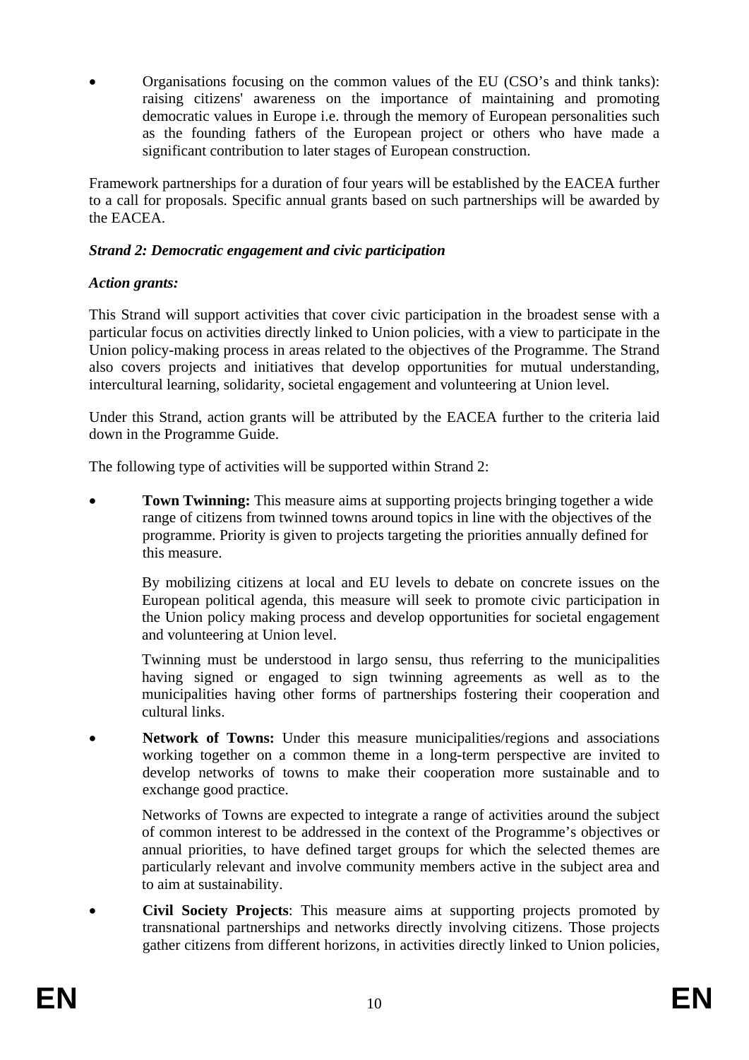- Organisations focusing on the common values of the EU (CSO's and think tanks): raising citizens' awareness on the importance of maintaining and promoting democratic values in Europe i.e. through the memory of European personalities such as the founding fathers of the European project or others who have made a significant contribution to later stages of European construction.

Framework partnerships for a duration of four years will be established by the EACEA further to a call for proposals. Specific annual grants based on such partnerships will be awarded by the EACEA.

***Strand 2: Democratic engagement and civic participation***

***Action grants:***

This Strand will support activities that cover civic participation in the broadest sense with a particular focus on activities directly linked to Union policies, with a view to participate in the Union policy-making process in areas related to the objectives of the Programme. The Strand also covers projects and initiatives that develop opportunities for mutual understanding, intercultural learning, solidarity, societal engagement and volunteering at Union level.

Under this Strand, action grants will be attributed by the EACEA further to the criteria laid down in the Programme Guide.

The following type of activities will be supported within Strand 2:

- **Town Twinning:** This measure aims at supporting projects bringing together a wide range of citizens from twinned towns around topics in line with the objectives of the programme. Priority is given to projects targeting the priorities annually defined for this measure.

  By mobilizing citizens at local and EU levels to debate on concrete issues on the European political agenda, this measure will seek to promote civic participation in the Union policy making process and develop opportunities for societal engagement and volunteering at Union level.

  Twinning must be understood in largo sensu, thus referring to the municipalities having signed or engaged to sign twinning agreements as well as to the municipalities having other forms of partnerships fostering their cooperation and cultural links.

- **Network of Towns:** Under this measure municipalities/regions and associations working together on a common theme in a long-term perspective are invited to develop networks of towns to make their cooperation more sustainable and to exchange good practice.

  Networks of Towns are expected to integrate a range of activities around the subject of common interest to be addressed in the context of the Programme's objectives or annual priorities, to have defined target groups for which the selected themes are particularly relevant and involve community members active in the subject area and to aim at sustainability.

- **Civil Society Projects**: This measure aims at supporting projects promoted by transnational partnerships and networks directly involving citizens. Those projects gather citizens from different horizons, in activities directly linked to Union policies,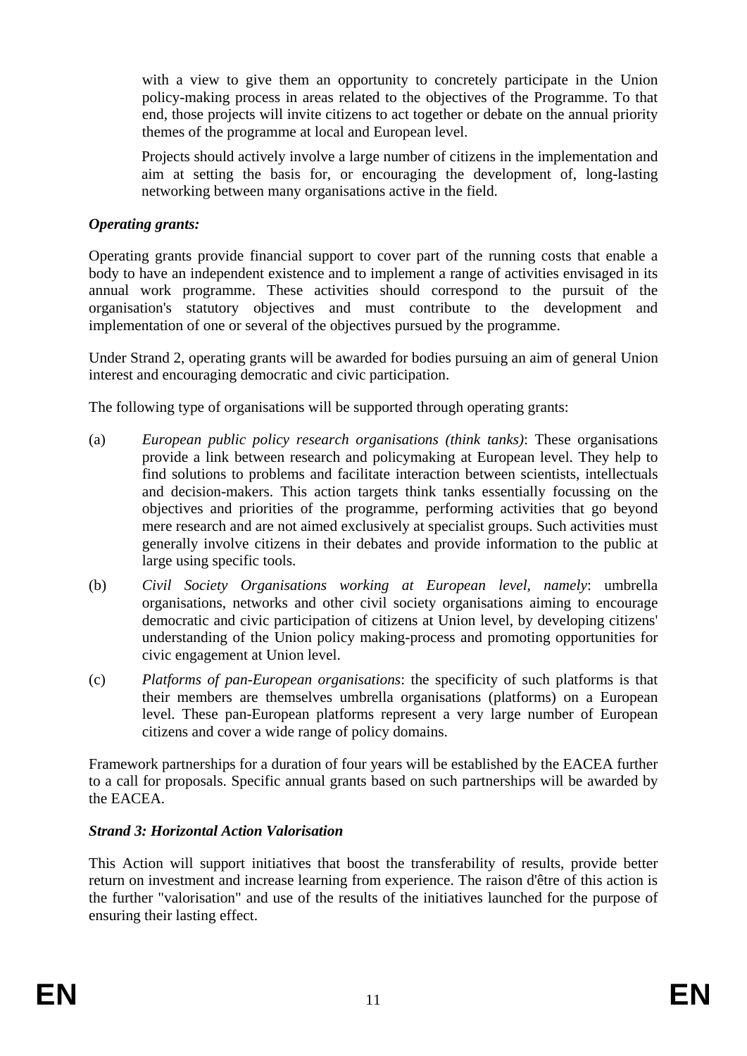with a view to give them an opportunity to concretely participate in the Union policy-making process in areas related to the objectives of the Programme. To that end, those projects will invite citizens to act together or debate on the annual priority themes of the programme at local and European level.

Projects should actively involve a large number of citizens in the implementation and aim at setting the basis for, or encouraging the development of, long-lasting networking between many organisations active in the field.

***Operating grants:***

Operating grants provide financial support to cover part of the running costs that enable a body to have an independent existence and to implement a range of activities envisaged in its annual work programme. These activities should correspond to the pursuit of the organisation's statutory objectives and must contribute to the development and implementation of one or several of the objectives pursued by the programme.

Under Strand 2, operating grants will be awarded for bodies pursuing an aim of general Union interest and encouraging democratic and civic participation.

The following type of organisations will be supported through operating grants:

(a) *European public policy research organisations (think tanks)*: These organisations provide a link between research and policymaking at European level. They help to find solutions to problems and facilitate interaction between scientists, intellectuals and decision-makers. This action targets think tanks essentially focussing on the objectives and priorities of the programme, performing activities that go beyond mere research and are not aimed exclusively at specialist groups. Such activities must generally involve citizens in their debates and provide information to the public at large using specific tools.

(b) *Civil Society Organisations working at European level, namely*: umbrella organisations, networks and other civil society organisations aiming to encourage democratic and civic participation of citizens at Union level, by developing citizens' understanding of the Union policy making-process and promoting opportunities for civic engagement at Union level.

(c) *Platforms of pan-European organisations*: the specificity of such platforms is that their members are themselves umbrella organisations (platforms) on a European level. These pan-European platforms represent a very large number of European citizens and cover a wide range of policy domains.

Framework partnerships for a duration of four years will be established by the EACEA further to a call for proposals. Specific annual grants based on such partnerships will be awarded by the EACEA.

***Strand 3: Horizontal Action Valorisation***

This Action will support initiatives that boost the transferability of results, provide better return on investment and increase learning from experience. The raison d'être of this action is the further "valorisation" and use of the results of the initiatives launched for the purpose of ensuring their lasting effect.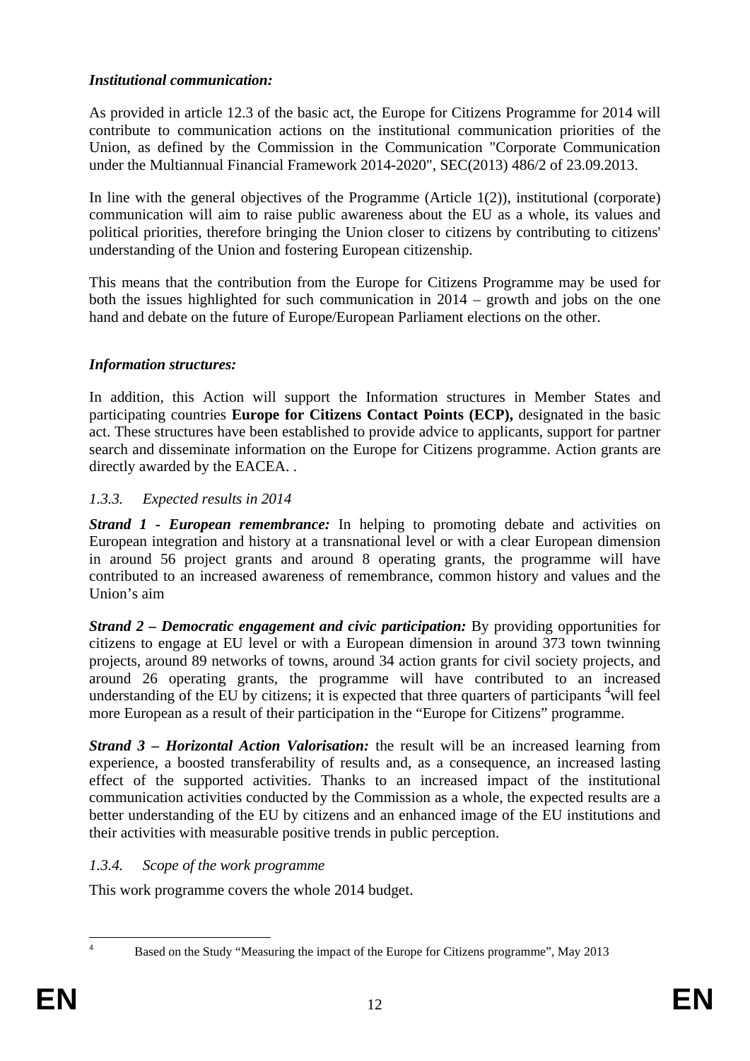***Institutional communication:***

As provided in article 12.3 of the basic act, the Europe for Citizens Programme for 2014 will contribute to communication actions on the institutional communication priorities of the Union, as defined by the Commission in the Communication "Corporate Communication under the Multiannual Financial Framework 2014-2020", SEC(2013) 486/2 of 23.09.2013.

In line with the general objectives of the Programme (Article 1(2)), institutional (corporate) communication will aim to raise public awareness about the EU as a whole, its values and political priorities, therefore bringing the Union closer to citizens by contributing to citizens' understanding of the Union and fostering European citizenship.

This means that the contribution from the Europe for Citizens Programme may be used for both the issues highlighted for such communication in 2014 – growth and jobs on the one hand and debate on the future of Europe/European Parliament elections on the other.

***Information structures:***

In addition, this Action will support the Information structures in Member States and participating countries **Europe for Citizens Contact Points (ECP),** designated in the basic act. These structures have been established to provide advice to applicants, support for partner search and disseminate information on the Europe for Citizens programme. Action grants are directly awarded by the EACEA. .

### *1.3.3. Expected results in 2014*

***Strand 1 - European remembrance:*** In helping to promoting debate and activities on European integration and history at a transnational level or with a clear European dimension in around 56 project grants and around 8 operating grants, the programme will have contributed to an increased awareness of remembrance, common history and values and the Union's aim

***Strand 2 – Democratic engagement and civic participation:*** By providing opportunities for citizens to engage at EU level or with a European dimension in around 373 town twinning projects, around 89 networks of towns, around 34 action grants for civil society projects, and around 26 operating grants, the programme will have contributed to an increased understanding of the EU by citizens; it is expected that three quarters of participants [4]will feel more European as a result of their participation in the "Europe for Citizens" programme.

***Strand 3 – Horizontal Action Valorisation:*** the result will be an increased learning from experience, a boosted transferability of results and, as a consequence, an increased lasting effect of the supported activities. Thanks to an increased impact of the institutional communication activities conducted by the Commission as a whole, the expected results are a better understanding of the EU by citizens and an enhanced image of the EU institutions and their activities with measurable positive trends in public perception.

### *1.3.4. Scope of the work programme*

This work programme covers the whole 2014 budget.

[4] Based on the Study "Measuring the impact of the Europe for Citizens programme", May 2013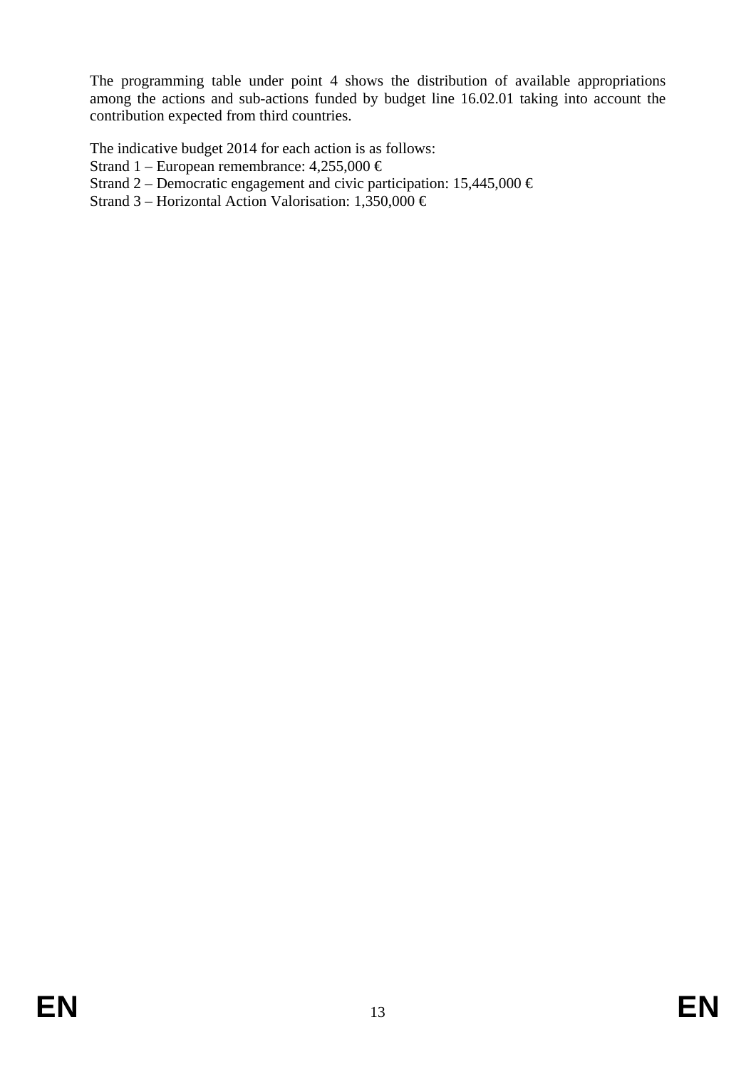The programming table under point 4 shows the distribution of available appropriations among the actions and sub-actions funded by budget line 16.02.01 taking into account the contribution expected from third countries.

The indicative budget 2014 for each action is as follows:
Strand 1 – European remembrance: 4,255,000 €
Strand 2 – Democratic engagement and civic participation: 15,445,000 €
Strand 3 – Horizontal Action Valorisation: 1,350,000 €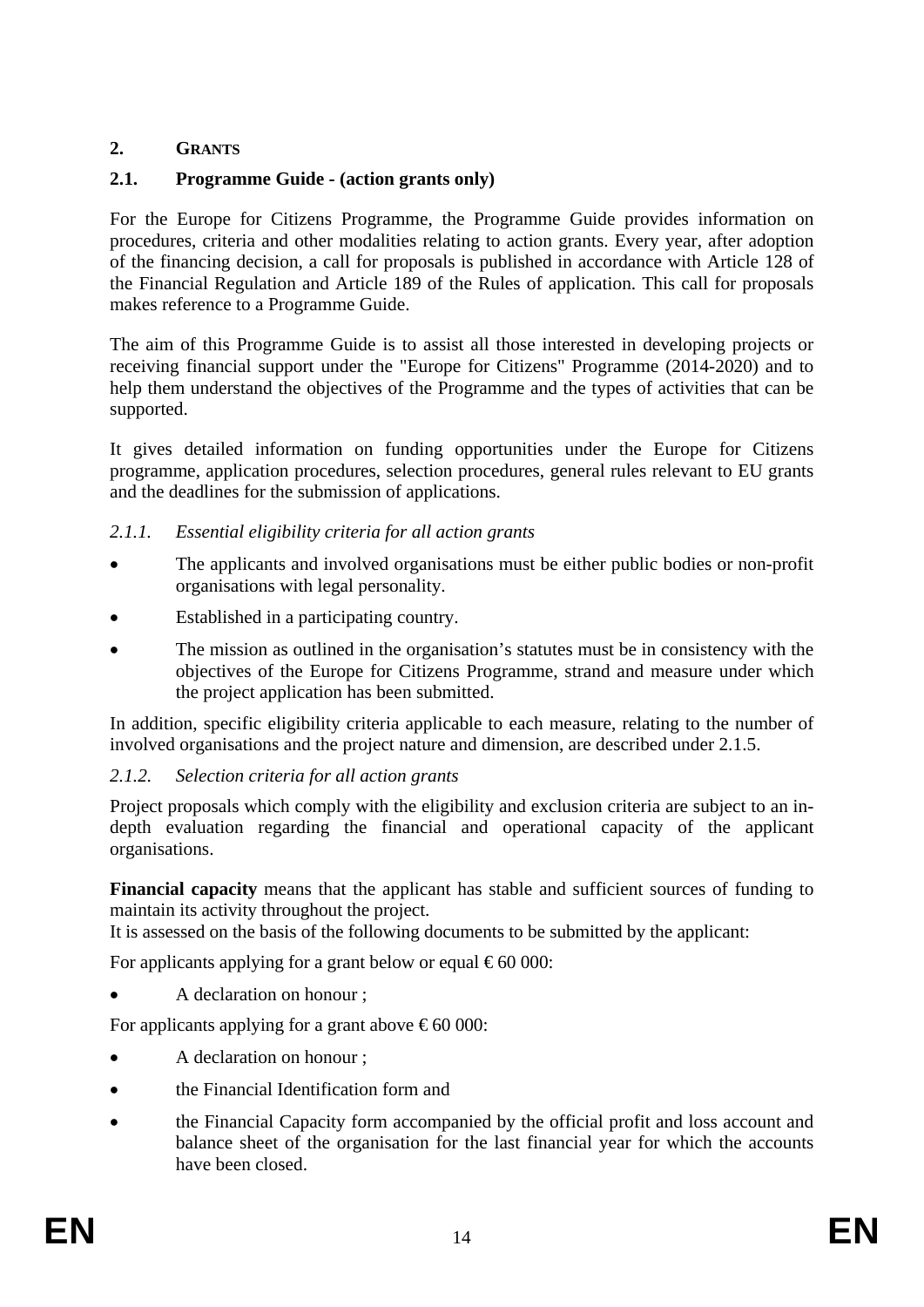## 2. Grants

### 2.1. Programme Guide - (action grants only)

For the Europe for Citizens Programme, the Programme Guide provides information on procedures, criteria and other modalities relating to action grants. Every year, after adoption of the financing decision, a call for proposals is published in accordance with Article 128 of the Financial Regulation and Article 189 of the Rules of application. This call for proposals makes reference to a Programme Guide.

The aim of this Programme Guide is to assist all those interested in developing projects or receiving financial support under the "Europe for Citizens" Programme (2014-2020) and to help them understand the objectives of the Programme and the types of activities that can be supported.

It gives detailed information on funding opportunities under the Europe for Citizens programme, application procedures, selection procedures, general rules relevant to EU grants and the deadlines for the submission of applications.

#### *2.1.1. Essential eligibility criteria for all action grants*

- The applicants and involved organisations must be either public bodies or non-profit organisations with legal personality.
- Established in a participating country.
- The mission as outlined in the organisation's statutes must be in consistency with the objectives of the Europe for Citizens Programme, strand and measure under which the project application has been submitted.

In addition, specific eligibility criteria applicable to each measure, relating to the number of involved organisations and the project nature and dimension, are described under 2.1.5.

#### *2.1.2. Selection criteria for all action grants*

Project proposals which comply with the eligibility and exclusion criteria are subject to an in-depth evaluation regarding the financial and operational capacity of the applicant organisations.

**Financial capacity** means that the applicant has stable and sufficient sources of funding to maintain its activity throughout the project.
It is assessed on the basis of the following documents to be submitted by the applicant:

For applicants applying for a grant below or equal € 60 000:

- A declaration on honour ;

For applicants applying for a grant above € 60 000:

- A declaration on honour ;
- the Financial Identification form and
- the Financial Capacity form accompanied by the official profit and loss account and balance sheet of the organisation for the last financial year for which the accounts have been closed.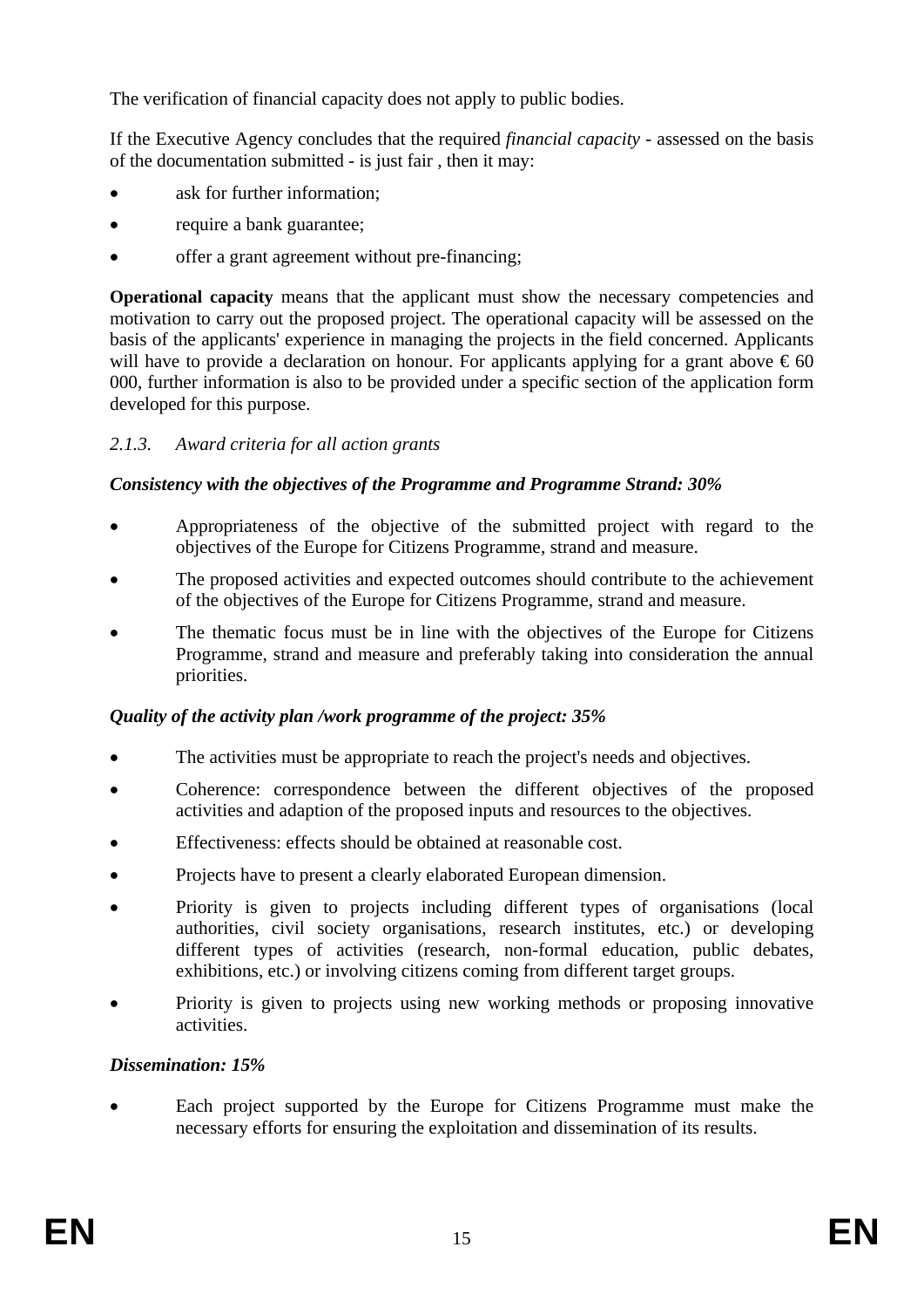The verification of financial capacity does not apply to public bodies.

If the Executive Agency concludes that the required *financial capacity* - assessed on the basis of the documentation submitted - is just fair , then it may:

- ask for further information;
- require a bank guarantee;
- offer a grant agreement without pre-financing;

**Operational capacity** means that the applicant must show the necessary competencies and motivation to carry out the proposed project. The operational capacity will be assessed on the basis of the applicants' experience in managing the projects in the field concerned. Applicants will have to provide a declaration on honour. For applicants applying for a grant above € 60 000, further information is also to be provided under a specific section of the application form developed for this purpose.

### *2.1.3. Award criteria for all action grants*

***Consistency with the objectives of the Programme and Programme Strand: 30%***

- Appropriateness of the objective of the submitted project with regard to the objectives of the Europe for Citizens Programme, strand and measure.
- The proposed activities and expected outcomes should contribute to the achievement of the objectives of the Europe for Citizens Programme, strand and measure.
- The thematic focus must be in line with the objectives of the Europe for Citizens Programme, strand and measure and preferably taking into consideration the annual priorities.

***Quality of the activity plan /work programme of the project: 35%***

- The activities must be appropriate to reach the project's needs and objectives.
- Coherence: correspondence between the different objectives of the proposed activities and adaption of the proposed inputs and resources to the objectives.
- Effectiveness: effects should be obtained at reasonable cost.
- Projects have to present a clearly elaborated European dimension.
- Priority is given to projects including different types of organisations (local authorities, civil society organisations, research institutes, etc.) or developing different types of activities (research, non-formal education, public debates, exhibitions, etc.) or involving citizens coming from different target groups.
- Priority is given to projects using new working methods or proposing innovative activities.

***Dissemination: 15%***

- Each project supported by the Europe for Citizens Programme must make the necessary efforts for ensuring the exploitation and dissemination of its results.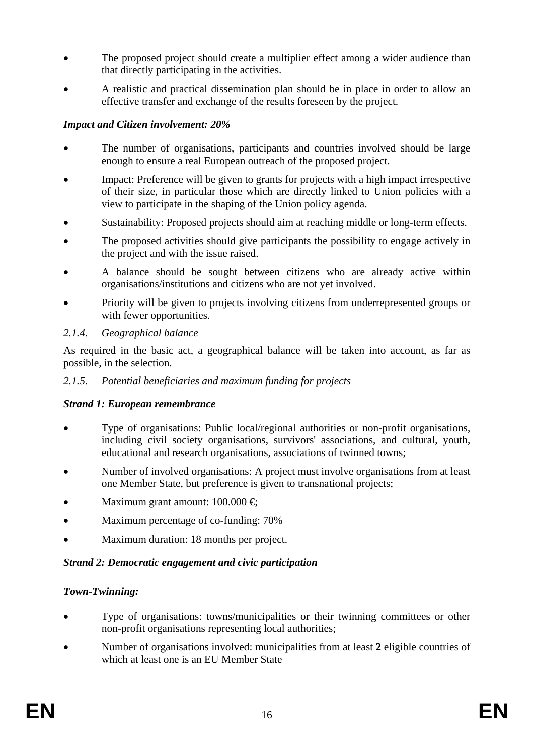- The proposed project should create a multiplier effect among a wider audience than that directly participating in the activities.
- A realistic and practical dissemination plan should be in place in order to allow an effective transfer and exchange of the results foreseen by the project.

***Impact and Citizen involvement: 20%***

- The number of organisations, participants and countries involved should be large enough to ensure a real European outreach of the proposed project.
- Impact: Preference will be given to grants for projects with a high impact irrespective of their size, in particular those which are directly linked to Union policies with a view to participate in the shaping of the Union policy agenda.
- Sustainability: Proposed projects should aim at reaching middle or long-term effects.
- The proposed activities should give participants the possibility to engage actively in the project and with the issue raised.
- A balance should be sought between citizens who are already active within organisations/institutions and citizens who are not yet involved.
- Priority will be given to projects involving citizens from underrepresented groups or with fewer opportunities.

*2.1.4. Geographical balance*

As required in the basic act, a geographical balance will be taken into account, as far as possible, in the selection.

*2.1.5. Potential beneficiaries and maximum funding for projects*

***Strand 1: European remembrance***

- Type of organisations: Public local/regional authorities or non-profit organisations, including civil society organisations, survivors' associations, and cultural, youth, educational and research organisations, associations of twinned towns;
- Number of involved organisations: A project must involve organisations from at least one Member State, but preference is given to transnational projects;
- Maximum grant amount: 100.000 €;
- Maximum percentage of co-funding: 70%
- Maximum duration: 18 months per project.

***Strand 2: Democratic engagement and civic participation***

***Town-Twinning:***

- Type of organisations: towns/municipalities or their twinning committees or other non-profit organisations representing local authorities;
- Number of organisations involved: municipalities from at least **2** eligible countries of which at least one is an EU Member State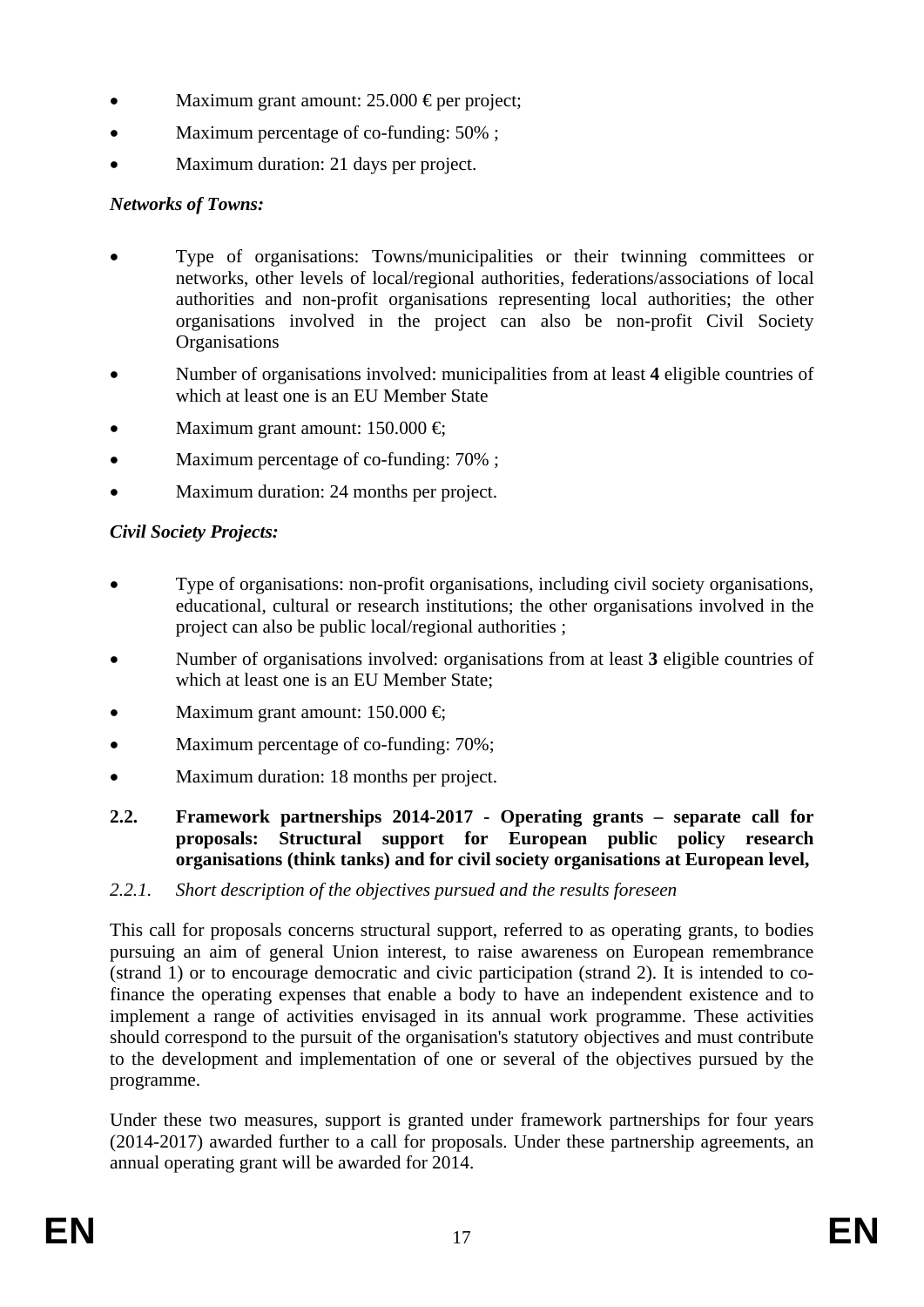- Maximum grant amount: 25.000 € per project;
- Maximum percentage of co-funding: 50% ;
- Maximum duration: 21 days per project.

***Networks of Towns:***

- Type of organisations: Towns/municipalities or their twinning committees or networks, other levels of local/regional authorities, federations/associations of local authorities and non-profit organisations representing local authorities; the other organisations involved in the project can also be non-profit Civil Society Organisations
- Number of organisations involved: municipalities from at least **4** eligible countries of which at least one is an EU Member State
- Maximum grant amount: 150.000 €;
- Maximum percentage of co-funding: 70% ;
- Maximum duration: 24 months per project.

***Civil Society Projects:***

- Type of organisations: non-profit organisations, including civil society organisations, educational, cultural or research institutions; the other organisations involved in the project can also be public local/regional authorities ;
- Number of organisations involved: organisations from at least **3** eligible countries of which at least one is an EU Member State;
- Maximum grant amount: 150.000 €;
- Maximum percentage of co-funding: 70%;
- Maximum duration: 18 months per project.

### 2.2. Framework partnerships 2014-2017 - Operating grants – separate call for proposals: Structural support for European public policy research organisations (think tanks) and for civil society organisations at European level,

#### *2.2.1. Short description of the objectives pursued and the results foreseen*

This call for proposals concerns structural support, referred to as operating grants, to bodies pursuing an aim of general Union interest, to raise awareness on European remembrance (strand 1) or to encourage democratic and civic participation (strand 2). It is intended to co-finance the operating expenses that enable a body to have an independent existence and to implement a range of activities envisaged in its annual work programme. These activities should correspond to the pursuit of the organisation's statutory objectives and must contribute to the development and implementation of one or several of the objectives pursued by the programme.

Under these two measures, support is granted under framework partnerships for four years (2014-2017) awarded further to a call for proposals. Under these partnership agreements, an annual operating grant will be awarded for 2014.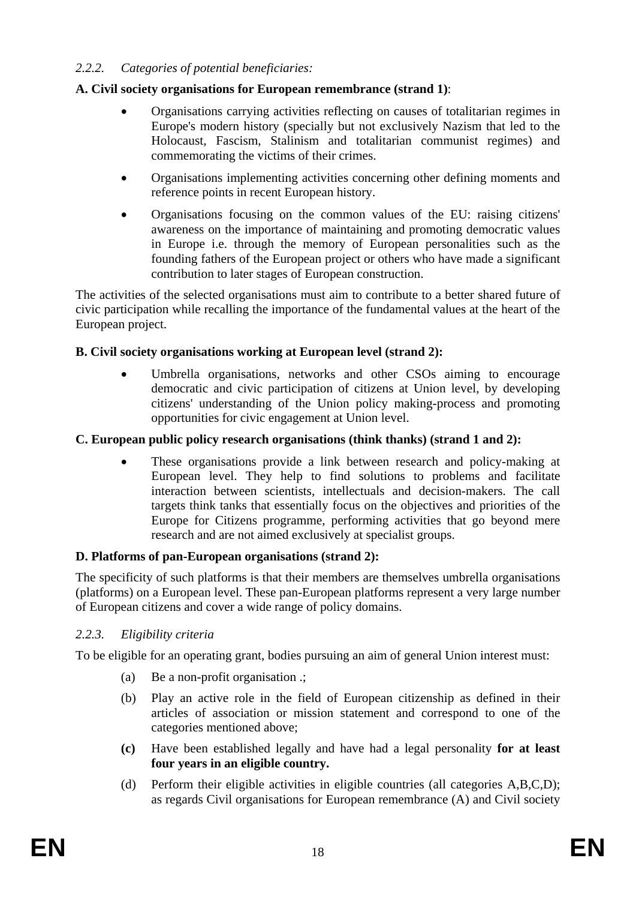### *2.2.2. Categories of potential beneficiaries:*

**A. Civil society organisations for European remembrance (strand 1)**:

- Organisations carrying activities reflecting on causes of totalitarian regimes in Europe's modern history (specially but not exclusively Nazism that led to the Holocaust, Fascism, Stalinism and totalitarian communist regimes) and commemorating the victims of their crimes.
- Organisations implementing activities concerning other defining moments and reference points in recent European history.
- Organisations focusing on the common values of the EU: raising citizens' awareness on the importance of maintaining and promoting democratic values in Europe i.e. through the memory of European personalities such as the founding fathers of the European project or others who have made a significant contribution to later stages of European construction.

The activities of the selected organisations must aim to contribute to a better shared future of civic participation while recalling the importance of the fundamental values at the heart of the European project.

**B. Civil society organisations working at European level (strand 2):**

- Umbrella organisations, networks and other CSOs aiming to encourage democratic and civic participation of citizens at Union level, by developing citizens' understanding of the Union policy making-process and promoting opportunities for civic engagement at Union level.

**C. European public policy research organisations (think thanks) (strand 1 and 2):**

- These organisations provide a link between research and policy-making at European level. They help to find solutions to problems and facilitate interaction between scientists, intellectuals and decision-makers. The call targets think tanks that essentially focus on the objectives and priorities of the Europe for Citizens programme, performing activities that go beyond mere research and are not aimed exclusively at specialist groups.

**D. Platforms of pan-European organisations (strand 2):**

The specificity of such platforms is that their members are themselves umbrella organisations (platforms) on a European level. These pan-European platforms represent a very large number of European citizens and cover a wide range of policy domains.

### *2.2.3. Eligibility criteria*

To be eligible for an operating grant, bodies pursuing an aim of general Union interest must:

(a) Be a non-profit organisation .;

(b) Play an active role in the field of European citizenship as defined in their articles of association or mission statement and correspond to one of the categories mentioned above;

**(c)** Have been established legally and have had a legal personality **for at least four years in an eligible country.**

(d) Perform their eligible activities in eligible countries (all categories A,B,C,D); as regards Civil organisations for European remembrance (A) and Civil society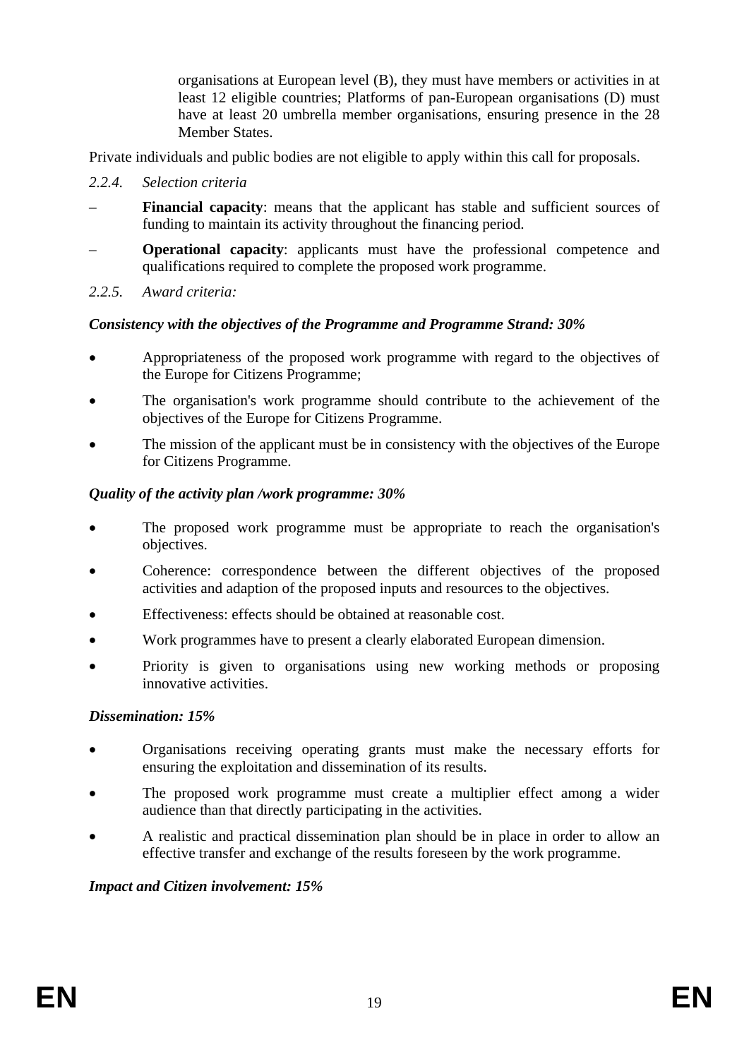organisations at European level (B), they must have members or activities in at least 12 eligible countries; Platforms of pan-European organisations (D) must have at least 20 umbrella member organisations, ensuring presence in the 28 Member States.

Private individuals and public bodies are not eligible to apply within this call for proposals.

#### *2.2.4. Selection criteria*

- **Financial capacity**: means that the applicant has stable and sufficient sources of funding to maintain its activity throughout the financing period.
- **Operational capacity**: applicants must have the professional competence and qualifications required to complete the proposed work programme.

#### *2.2.5. Award criteria:*

***Consistency with the objectives of the Programme and Programme Strand: 30%***

- Appropriateness of the proposed work programme with regard to the objectives of the Europe for Citizens Programme;
- The organisation's work programme should contribute to the achievement of the objectives of the Europe for Citizens Programme.
- The mission of the applicant must be in consistency with the objectives of the Europe for Citizens Programme.

***Quality of the activity plan /work programme: 30%***

- The proposed work programme must be appropriate to reach the organisation's objectives.
- Coherence: correspondence between the different objectives of the proposed activities and adaption of the proposed inputs and resources to the objectives.
- Effectiveness: effects should be obtained at reasonable cost.
- Work programmes have to present a clearly elaborated European dimension.
- Priority is given to organisations using new working methods or proposing innovative activities.

***Dissemination: 15%***

- Organisations receiving operating grants must make the necessary efforts for ensuring the exploitation and dissemination of its results.
- The proposed work programme must create a multiplier effect among a wider audience than that directly participating in the activities.
- A realistic and practical dissemination plan should be in place in order to allow an effective transfer and exchange of the results foreseen by the work programme.

***Impact and Citizen involvement: 15%***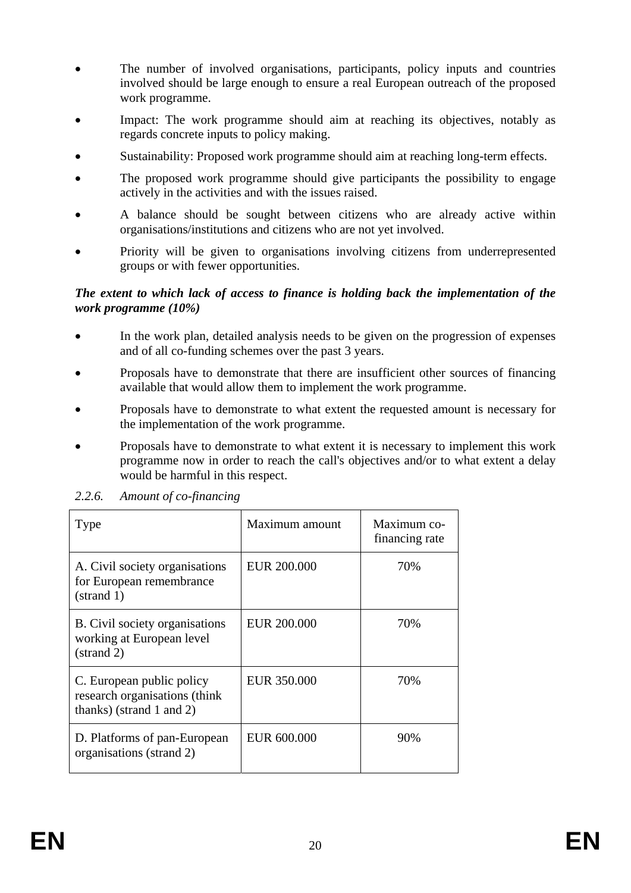- The number of involved organisations, participants, policy inputs and countries involved should be large enough to ensure a real European outreach of the proposed work programme.
- Impact: The work programme should aim at reaching its objectives, notably as regards concrete inputs to policy making.
- Sustainability: Proposed work programme should aim at reaching long-term effects.
- The proposed work programme should give participants the possibility to engage actively in the activities and with the issues raised.
- A balance should be sought between citizens who are already active within organisations/institutions and citizens who are not yet involved.
- Priority will be given to organisations involving citizens from underrepresented groups or with fewer opportunities.

***The extent to which lack of access to finance is holding back the implementation of the work programme (10%)***

- In the work plan, detailed analysis needs to be given on the progression of expenses and of all co-funding schemes over the past 3 years.
- Proposals have to demonstrate that there are insufficient other sources of financing available that would allow them to implement the work programme.
- Proposals have to demonstrate to what extent the requested amount is necessary for the implementation of the work programme.
- Proposals have to demonstrate to what extent it is necessary to implement this work programme now in order to reach the call's objectives and/or to what extent a delay would be harmful in this respect.

#### *2.2.6. Amount of co-financing*

| Type | Maximum amount | Maximum co-financing rate |
|---|---|---|
| A. Civil society organisations for European remembrance (strand 1) | EUR 200.000 | 70% |
| B. Civil society organisations working at European level (strand 2) | EUR 200.000 | 70% |
| C. European public policy research organisations (think thanks) (strand 1 and 2) | EUR 350.000 | 70% |
| D. Platforms of pan-European organisations (strand 2) | EUR 600.000 | 90% |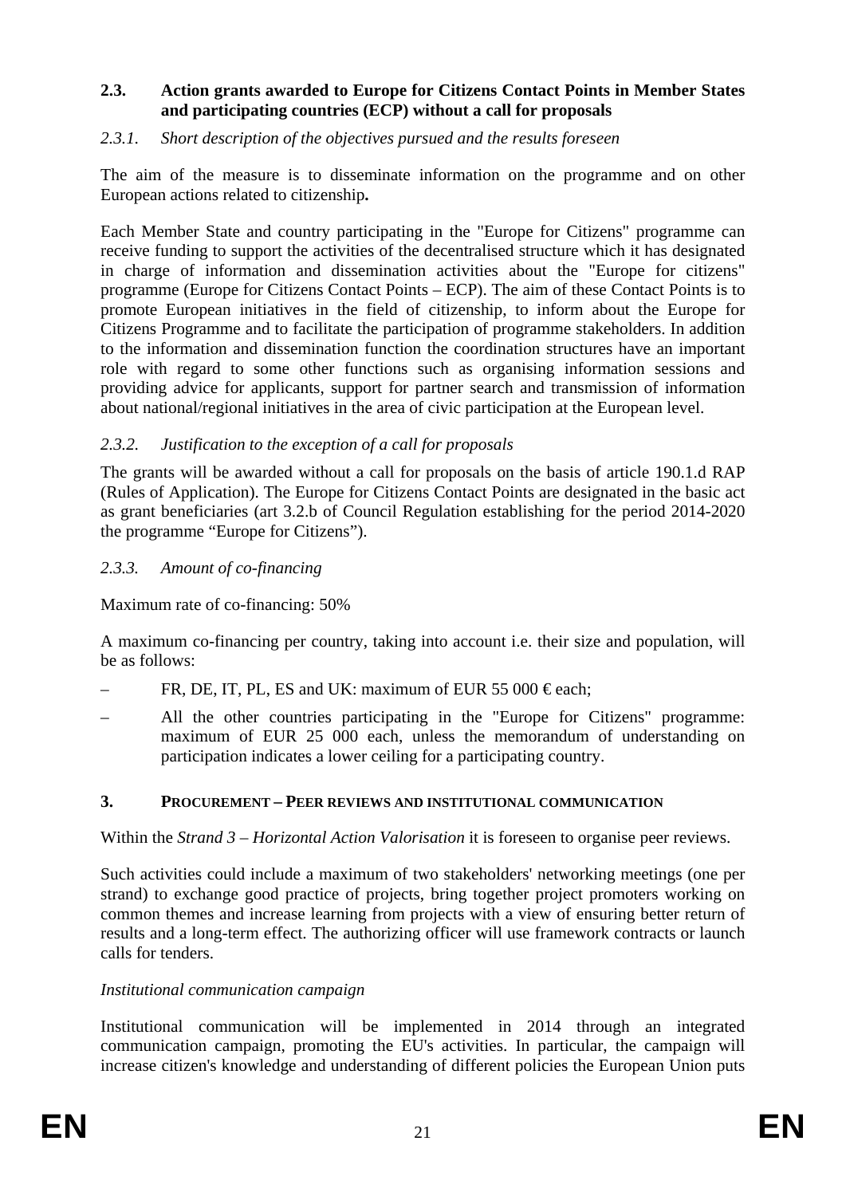### 2.3. Action grants awarded to Europe for Citizens Contact Points in Member States and participating countries (ECP) without a call for proposals

#### *2.3.1. Short description of the objectives pursued and the results foreseen*

The aim of the measure is to disseminate information on the programme and on other European actions related to citizenship**.**

Each Member State and country participating in the "Europe for Citizens" programme can receive funding to support the activities of the decentralised structure which it has designated in charge of information and dissemination activities about the "Europe for citizens" programme (Europe for Citizens Contact Points – ECP). The aim of these Contact Points is to promote European initiatives in the field of citizenship, to inform about the Europe for Citizens Programme and to facilitate the participation of programme stakeholders. In addition to the information and dissemination function the coordination structures have an important role with regard to some other functions such as organising information sessions and providing advice for applicants, support for partner search and transmission of information about national/regional initiatives in the area of civic participation at the European level.

#### *2.3.2. Justification to the exception of a call for proposals*

The grants will be awarded without a call for proposals on the basis of article 190.1.d RAP (Rules of Application). The Europe for Citizens Contact Points are designated in the basic act as grant beneficiaries (art 3.2.b of Council Regulation establishing for the period 2014-2020 the programme "Europe for Citizens").

#### *2.3.3. Amount of co-financing*

Maximum rate of co-financing: 50%

A maximum co-financing per country, taking into account i.e. their size and population, will be as follows:

– FR, DE, IT, PL, ES and UK: maximum of EUR 55 000 € each;

– All the other countries participating in the "Europe for Citizens" programme: maximum of EUR 25 000 each, unless the memorandum of understanding on participation indicates a lower ceiling for a participating country.

## 3. PROCUREMENT – PEER REVIEWS AND INSTITUTIONAL COMMUNICATION

Within the *Strand 3 – Horizontal Action Valorisation* it is foreseen to organise peer reviews.

Such activities could include a maximum of two stakeholders' networking meetings (one per strand) to exchange good practice of projects, bring together project promoters working on common themes and increase learning from projects with a view of ensuring better return of results and a long-term effect. The authorizing officer will use framework contracts or launch calls for tenders.

*Institutional communication campaign*

Institutional communication will be implemented in 2014 through an integrated communication campaign, promoting the EU's activities. In particular, the campaign will increase citizen's knowledge and understanding of different policies the European Union puts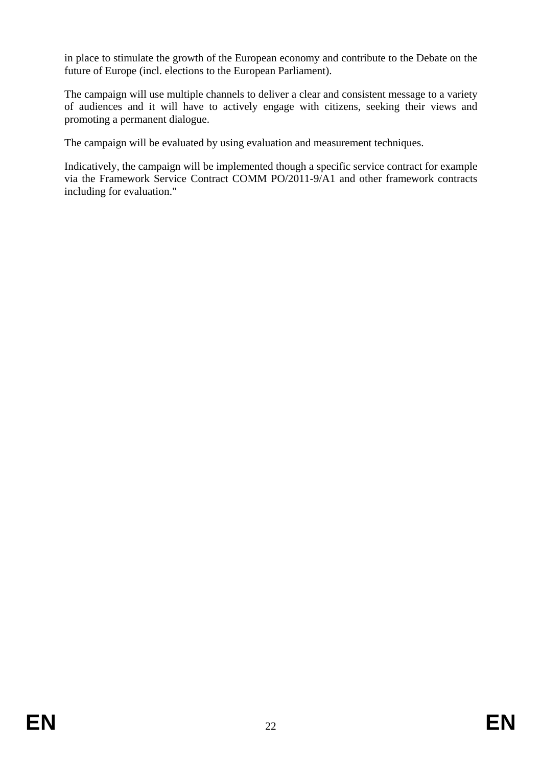in place to stimulate the growth of the European economy and contribute to the Debate on the future of Europe (incl. elections to the European Parliament).

The campaign will use multiple channels to deliver a clear and consistent message to a variety of audiences and it will have to actively engage with citizens, seeking their views and promoting a permanent dialogue.

The campaign will be evaluated by using evaluation and measurement techniques.

Indicatively, the campaign will be implemented though a specific service contract for example via the Framework Service Contract COMM PO/2011-9/A1 and other framework contracts including for evaluation."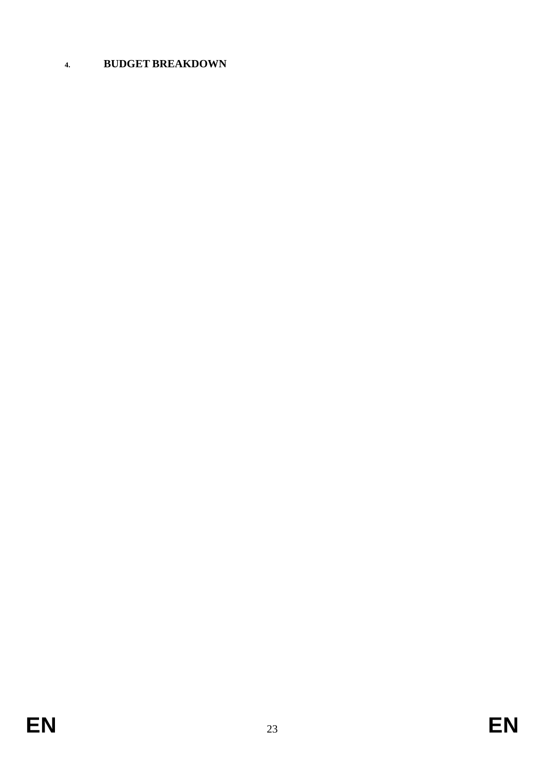## 4. BUDGET BREAKDOWN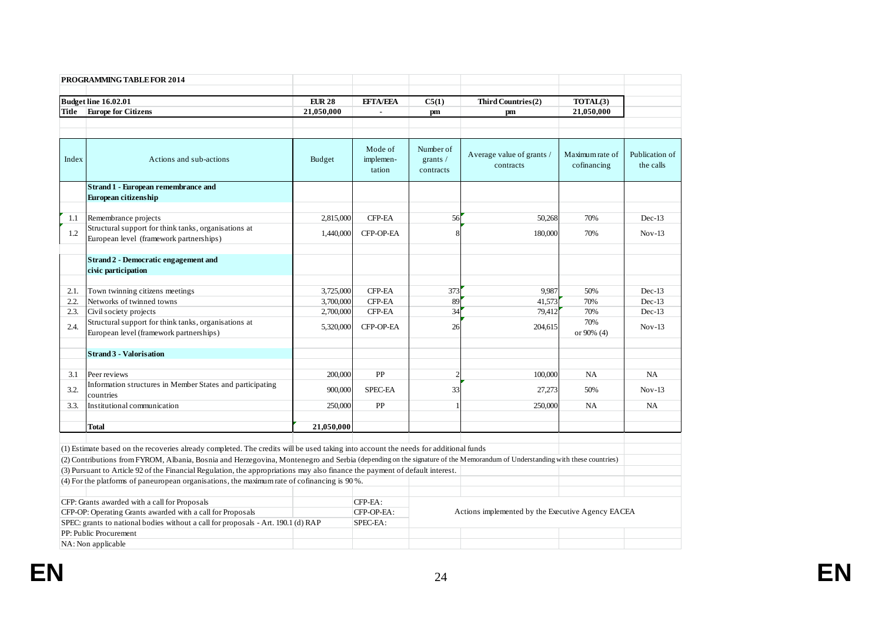**PROGRAMMING TABLE FOR 2014**

| Budget line 16.02.01 | | EUR 28 | EFTA/EEA | C5(1) | Third Countries(2) | TOTAL(3) |
|---|---|---|---|---|---|---|
| Title | Europe for Citizens | 21,050,000 | - | pm | pm | 21,050,000 |

| Index | Actions and sub-actions | Budget | Mode of implemen-tation | Number of grants / contracts | Average value of grants / contracts | Maximum rate of cofinancing | Publication of the calls |
|---|---|---|---|---|---|---|---|
| | **Strand 1 - European remembrance and European citizenship** | | | | | | |
| 1.1 | Remembrance projects | 2,815,000 | CFP-EA | 56 | 50,268 | 70% | Dec-13 |
| 1.2 | Structural support for think tanks, organisations at European level (framework partnerships) | 1,440,000 | CFP-OP-EA | 8 | 180,000 | 70% | Nov-13 |
| | **Strand 2 - Democratic engagement and civic participation** | | | | | | |
| 2.1. | Town twinning citizens meetings | 3,725,000 | CFP-EA | 373 | 9,987 | 50% | Dec-13 |
| 2.2. | Networks of twinned towns | 3,700,000 | CFP-EA | 89 | 41,573 | 70% | Dec-13 |
| 2.3. | Civil society projects | 2,700,000 | CFP-EA | 34 | 79,412 | 70% | Dec-13 |
| 2.4. | Structural support for think tanks, organisations at European level (framework partnerships) | 5,320,000 | CFP-OP-EA | 26 | 204,615 | 70% or 90% (4) | Nov-13 |
| | **Strand 3 - Valorisation** | | | | | | |
| 3.1 | Peer reviews | 200,000 | PP | 2 | 100,000 | NA | NA |
| 3.2. | Information structures in Member States and participating countries | 900,000 | SPEC-EA | 33 | 27,273 | 50% | Nov-13 |
| 3.3. | Institutional communication | 250,000 | PP | 1 | 250,000 | NA | NA |
| | **Total** | **21,050,000** | | | | | |

(1) Estimate based on the recoveries already completed. The credits will be used taking into account the needs for additional funds

(2) Contributions from FYROM, Albania, Bosnia and Herzegovina, Montenegro and Serbia (depending on the signature of the Memorandum of Understanding with these countries)

(3) Pursuant to Article 92 of the Financial Regulation, the appropriations may also finance the payment of default interest.

(4) For the platforms of paneuropean organisations, the maximum rate of cofinancing is 90 %.

| | | |
|---|---|---|
| CFP: Grants awarded with a call for Proposals | CFP-EA: | Actions implemented by the Executive Agency EACEA |
| CFP-OP: Operating Grants awarded with a call for Proposals | CFP-OP-EA: | |
| SPEC: grants to national bodies without a call for proposals - Art. 190.1 (d) RAP | SPEC-EA: | |
| PP: Public Procurement | | |
| NA: Non applicable | | |